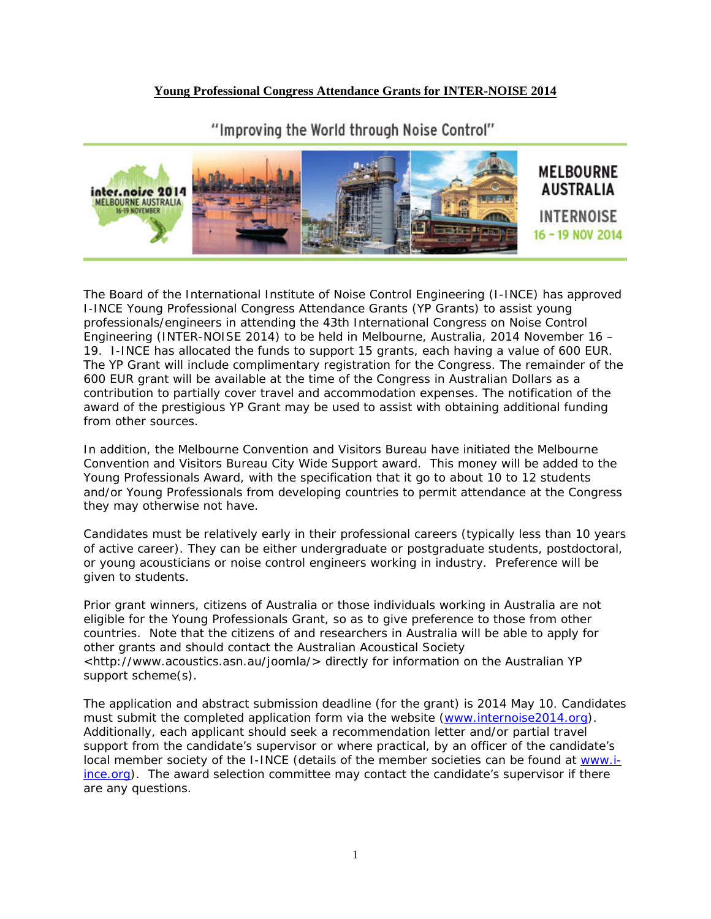**Young Professional Congress Attendance Grants for INTER-NOISE 2014**

"Improving the World through Noise Control"

inter.noise 2014
MELBOURNE AUSTRALIA
16-19 NOVEMBER

MELBOURNE AUSTRALIA

INTERNOISE

16 – 19 NOV 2014

The Board of the International Institute of Noise Control Engineering (I-INCE) has approved I-INCE Young Professional Congress Attendance Grants (YP Grants) to assist young professionals/engineers in attending the 43th International Congress on Noise Control Engineering (INTER-NOISE 2014) to be held in Melbourne, Australia, 2014 November 16 – 19. I-INCE has allocated the funds to support 15 grants, each having a value of 600 EUR. The YP Grant will include complimentary registration for the Congress. The remainder of the 600 EUR grant will be available at the time of the Congress in Australian Dollars as a contribution to partially cover travel and accommodation expenses. The notification of the award of the prestigious YP Grant may be used to assist with obtaining additional funding from other sources.

In addition, the Melbourne Convention and Visitors Bureau have initiated the Melbourne Convention and Visitors Bureau City Wide Support award. This money will be added to the Young Professionals Award, with the specification that it go to about 10 to 12 students and/or Young Professionals from developing countries to permit attendance at the Congress they may otherwise not have.

Candidates must be relatively early in their professional careers (typically less than 10 years of active career). They can be either undergraduate or postgraduate students, postdoctoral, or young acousticians or noise control engineers working in industry. Preference will be given to students.

Prior grant winners, citizens of Australia or those individuals working in Australia are not eligible for the Young Professionals Grant, so as to give preference to those from other countries. Note that the citizens of and researchers in Australia will be able to apply for other grants and should contact the Australian Acoustical Society <http://www.acoustics.asn.au/joomla/> directly for information on the Australian YP support scheme(s).

The application and abstract submission deadline (for the grant) is 2014 May 10. Candidates must submit the completed application form via the website (www.internoise2014.org). Additionally, each applicant should seek a recommendation letter and/or partial travel support from the candidate's supervisor or where practical, by an officer of the candidate's local member society of the I-INCE (details of the member societies can be found at www.i-ince.org). The award selection committee may contact the candidate's supervisor if there are any questions.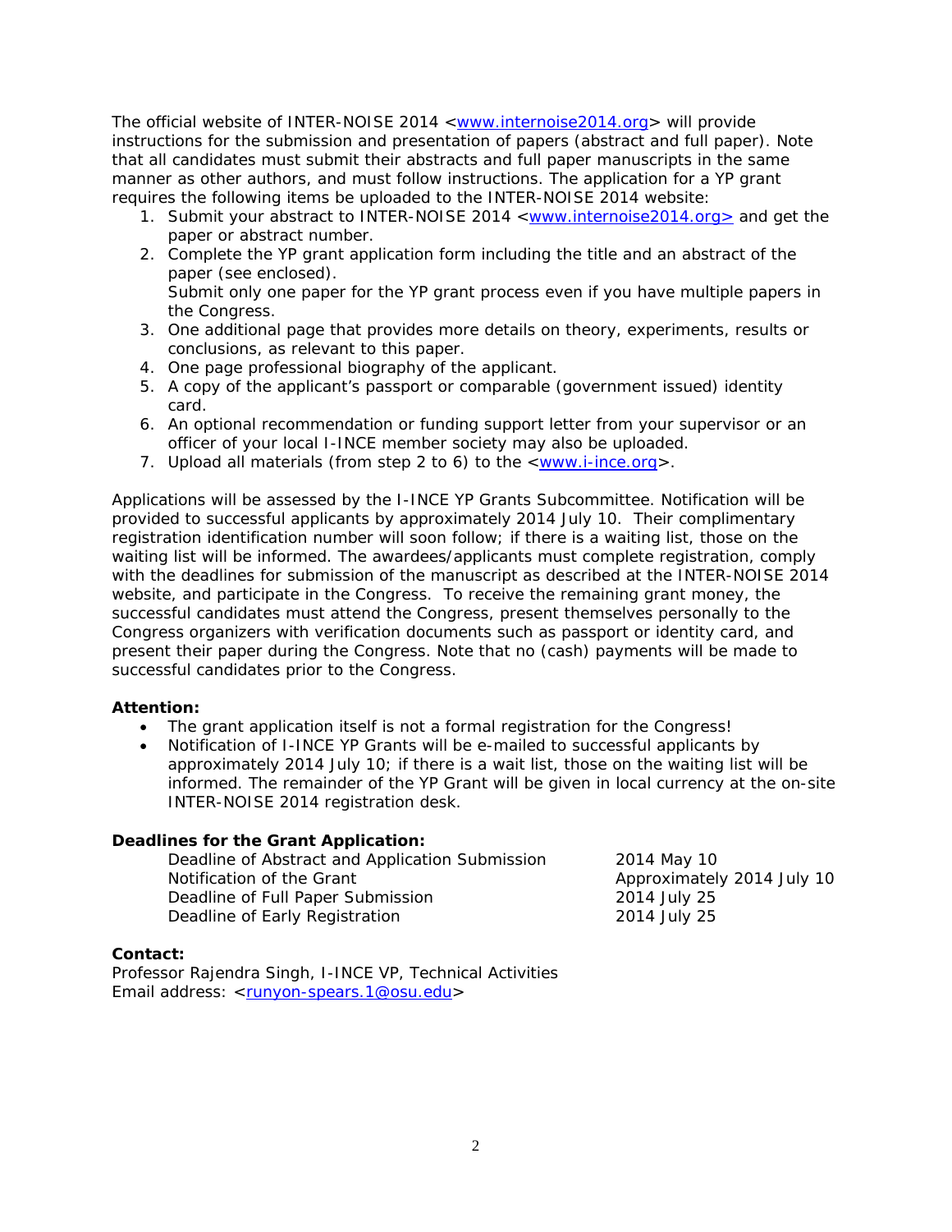The official website of INTER-NOISE 2014 <www.internoise2014.org> will provide instructions for the submission and presentation of papers (abstract and full paper). Note that all candidates must submit their abstracts and full paper manuscripts in the same manner as other authors, and must follow instructions. The application for a YP grant requires the following items be uploaded to the INTER-NOISE 2014 website:

1. Submit your abstract to INTER-NOISE 2014 <www.internoise2014.org> and get the paper or abstract number.
2. Complete the YP grant application form including the title and an abstract of the paper (see enclosed).
   Submit only one paper for the YP grant process even if you have multiple papers in the Congress.
3. One additional page that provides more details on theory, experiments, results or conclusions, as relevant to this paper.
4. One page professional biography of the applicant.
5. A copy of the applicant's passport or comparable (government issued) identity card.
6. An optional recommendation or funding support letter from your supervisor or an officer of your local I-INCE member society may also be uploaded.
7. Upload all materials (from step 2 to 6) to the <www.i-ince.org>.

Applications will be assessed by the I-INCE YP Grants Subcommittee. Notification will be provided to successful applicants by approximately 2014 July 10. Their complimentary registration identification number will soon follow; if there is a waiting list, those on the waiting list will be informed. The awardees/applicants must complete registration, comply with the deadlines for submission of the manuscript as described at the INTER-NOISE 2014 website, and participate in the Congress. To receive the remaining grant money, the successful candidates must attend the Congress, present themselves personally to the Congress organizers with verification documents such as passport or identity card, and present their paper during the Congress. Note that no (cash) payments will be made to successful candidates prior to the Congress.

**Attention:**

- The grant application itself is not a formal registration for the Congress!
- Notification of I-INCE YP Grants will be e-mailed to successful applicants by approximately 2014 July 10; if there is a wait list, those on the waiting list will be informed. The remainder of the YP Grant will be given in local currency at the on-site INTER-NOISE 2014 registration desk.

**Deadlines for the Grant Application:**

| | |
|---|---|
| Deadline of Abstract and Application Submission | 2014 May 10 |
| Notification of the Grant | Approximately 2014 July 10 |
| Deadline of Full Paper Submission | 2014 July 25 |
| Deadline of Early Registration | 2014 July 25 |

**Contact:**

Professor Rajendra Singh, I-INCE VP, Technical Activities
Email address: <runyon-spears.1@osu.edu>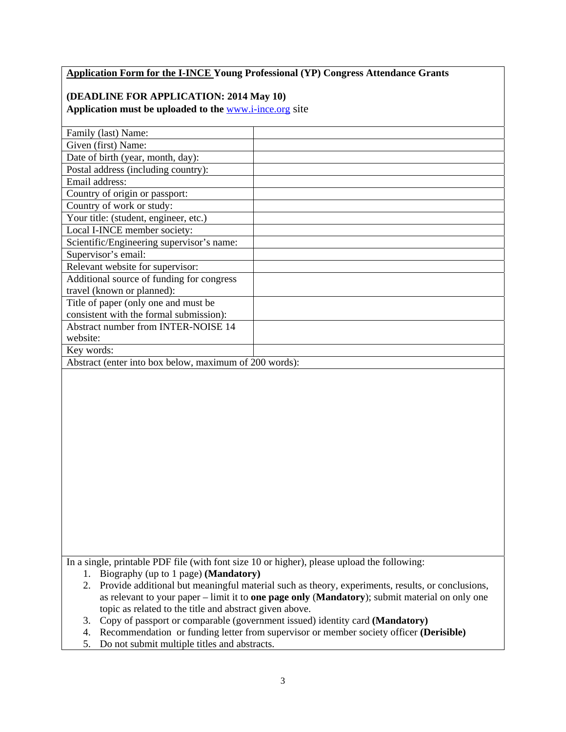**Application Form for the I-INCE Young Professional (YP) Congress Attendance Grants**

**(DEADLINE FOR APPLICATION: 2014 May 10)**

**Application must be uploaded to the** www.i-ince.org site

| | |
|---|---|
| Family (last) Name: | |
| Given (first) Name: | |
| Date of birth (year, month, day): | |
| Postal address (including country): | |
| Email address: | |
| Country of origin or passport: | |
| Country of work or study: | |
| Your title: (student, engineer, etc.) | |
| Local I-INCE member society: | |
| Scientific/Engineering supervisor's name: | |
| Supervisor's email: | |
| Relevant website for supervisor: | |
| Additional source of funding for congress travel (known or planned): | |
| Title of paper (only one and must be consistent with the formal submission): | |
| Abstract number from INTER-NOISE 14 website: | |
| Key words: | |

Abstract (enter into box below, maximum of 200 words):

In a single, printable PDF file (with font size 10 or higher), please upload the following:

1. Biography (up to 1 page) **(Mandatory)**
2. Provide additional but meaningful material such as theory, experiments, results, or conclusions, as relevant to your paper – limit it to **one page only** (**Mandatory**); submit material on only one topic as related to the title and abstract given above.
3. Copy of passport or comparable (government issued) identity card **(Mandatory)**
4. Recommendation or funding letter from supervisor or member society officer **(Derisible)**
5. Do not submit multiple titles and abstracts.